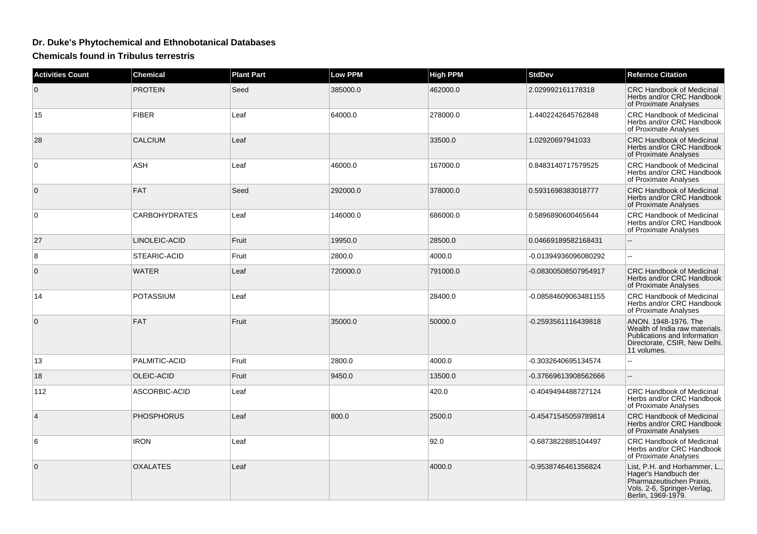# Dr. Duke's Phytochemical and Ethnobotanical Databases

## Chemicals found in Tribulus terrestris

| Activities Count | Chemical | Plant Part | Low PPM | High PPM | StdDev | Refernce Citation |
|---|---|---|---|---|---|---|
| 0 | PROTEIN | Seed | 385000.0 | 462000.0 | 2.029992161178318 | CRC Handbook of Medicinal Herbs and/or CRC Handbook of Proximate Analyses |
| 15 | FIBER | Leaf | 64000.0 | 278000.0 | 1.4402242645762848 | CRC Handbook of Medicinal Herbs and/or CRC Handbook of Proximate Analyses |
| 28 | CALCIUM | Leaf | | 33500.0 | 1.02920697941033 | CRC Handbook of Medicinal Herbs and/or CRC Handbook of Proximate Analyses |
| 0 | ASH | Leaf | 46000.0 | 167000.0 | 0.8483140717579525 | CRC Handbook of Medicinal Herbs and/or CRC Handbook of Proximate Analyses |
| 0 | FAT | Seed | 292000.0 | 378000.0 | 0.5931698383018777 | CRC Handbook of Medicinal Herbs and/or CRC Handbook of Proximate Analyses |
| 0 | CARBOHYDRATES | Leaf | 146000.0 | 686000.0 | 0.5896890600465644 | CRC Handbook of Medicinal Herbs and/or CRC Handbook of Proximate Analyses |
| 27 | LINOLEIC-ACID | Fruit | 19950.0 | 28500.0 | 0.04669189582168431 | -- |
| 8 | STEARIC-ACID | Fruit | 2800.0 | 4000.0 | -0.01394936096080292 | -- |
| 0 | WATER | Leaf | 720000.0 | 791000.0 | -0.08300508507954917 | CRC Handbook of Medicinal Herbs and/or CRC Handbook of Proximate Analyses |
| 14 | POTASSIUM | Leaf | | 28400.0 | -0.08584609063481155 | CRC Handbook of Medicinal Herbs and/or CRC Handbook of Proximate Analyses |
| 0 | FAT | Fruit | 35000.0 | 50000.0 | -0.2593561116439818 | ANON. 1948-1976. The Wealth of India raw materials. Publications and Information Directorate, CSIR, New Delhi. 11 volumes. |
| 13 | PALMITIC-ACID | Fruit | 2800.0 | 4000.0 | -0.3032640695134574 | -- |
| 18 | OLEIC-ACID | Fruit | 9450.0 | 13500.0 | -0.37669613908562666 | -- |
| 112 | ASCORBIC-ACID | Leaf | | 420.0 | -0.4049494488727124 | CRC Handbook of Medicinal Herbs and/or CRC Handbook of Proximate Analyses |
| 4 | PHOSPHORUS | Leaf | 800.0 | 2500.0 | -0.45471545059789814 | CRC Handbook of Medicinal Herbs and/or CRC Handbook of Proximate Analyses |
| 6 | IRON | Leaf | | 92.0 | -0.6873822885104497 | CRC Handbook of Medicinal Herbs and/or CRC Handbook of Proximate Analyses |
| 0 | OXALATES | Leaf | | 4000.0 | -0.9538746461356824 | List, P.H. and Horhammer, L., Hager's Handbuch der Pharmazeutischen Praxis, Vols. 2-6, Springer-Verlag, Berlin, 1969-1979. |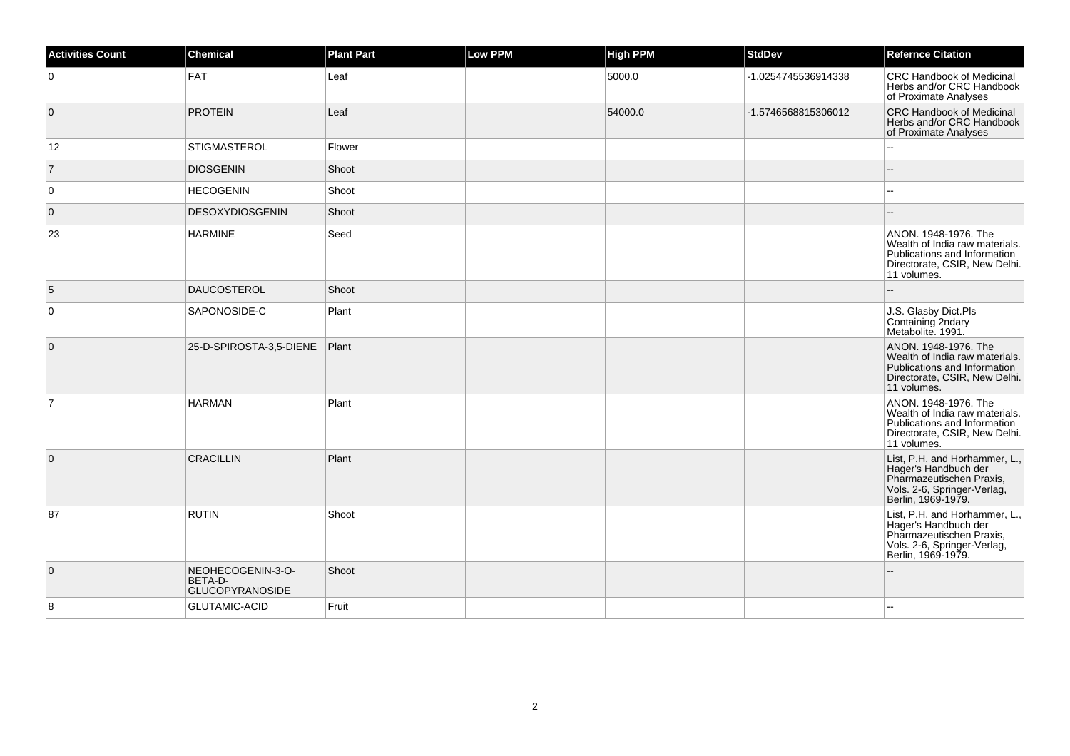| Activities Count | Chemical | Plant Part | Low PPM | High PPM | StdDev | Refernce Citation |
| --- | --- | --- | --- | --- | --- | --- |
| 0 | FAT | Leaf | | 5000.0 | -1.0254745536914338 | CRC Handbook of Medicinal Herbs and/or CRC Handbook of Proximate Analyses |
| 0 | PROTEIN | Leaf | | 54000.0 | -1.5746568815306012 | CRC Handbook of Medicinal Herbs and/or CRC Handbook of Proximate Analyses |
| 12 | STIGMASTEROL | Flower | | | | -- |
| 7 | DIOSGENIN | Shoot | | | | -- |
| 0 | HECOGENIN | Shoot | | | | -- |
| 0 | DESOXYDIOSGENIN | Shoot | | | | -- |
| 23 | HARMINE | Seed | | | | ANON. 1948-1976. The Wealth of India raw materials. Publications and Information Directorate, CSIR, New Delhi. 11 volumes. |
| 5 | DAUCOSTEROL | Shoot | | | | -- |
| 0 | SAPONOSIDE-C | Plant | | | | J.S. Glasby Dict.Pls Containing 2ndary Metabolite. 1991. |
| 0 | 25-D-SPIROSTA-3,5-DIENE | Plant | | | | ANON. 1948-1976. The Wealth of India raw materials. Publications and Information Directorate, CSIR, New Delhi. 11 volumes. |
| 7 | HARMAN | Plant | | | | ANON. 1948-1976. The Wealth of India raw materials. Publications and Information Directorate, CSIR, New Delhi. 11 volumes. |
| 0 | CRACILLIN | Plant | | | | List, P.H. and Horhammer, L., Hager's Handbuch der Pharmazeutischen Praxis, Vols. 2-6, Springer-Verlag, Berlin, 1969-1979. |
| 87 | RUTIN | Shoot | | | | List, P.H. and Horhammer, L., Hager's Handbuch der Pharmazeutischen Praxis, Vols. 2-6, Springer-Verlag, Berlin, 1969-1979. |
| 0 | NEOHECOGENIN-3-O-BETA-D-GLUCOPYRANOSIDE | Shoot | | | | -- |
| 8 | GLUTAMIC-ACID | Fruit | | | | -- |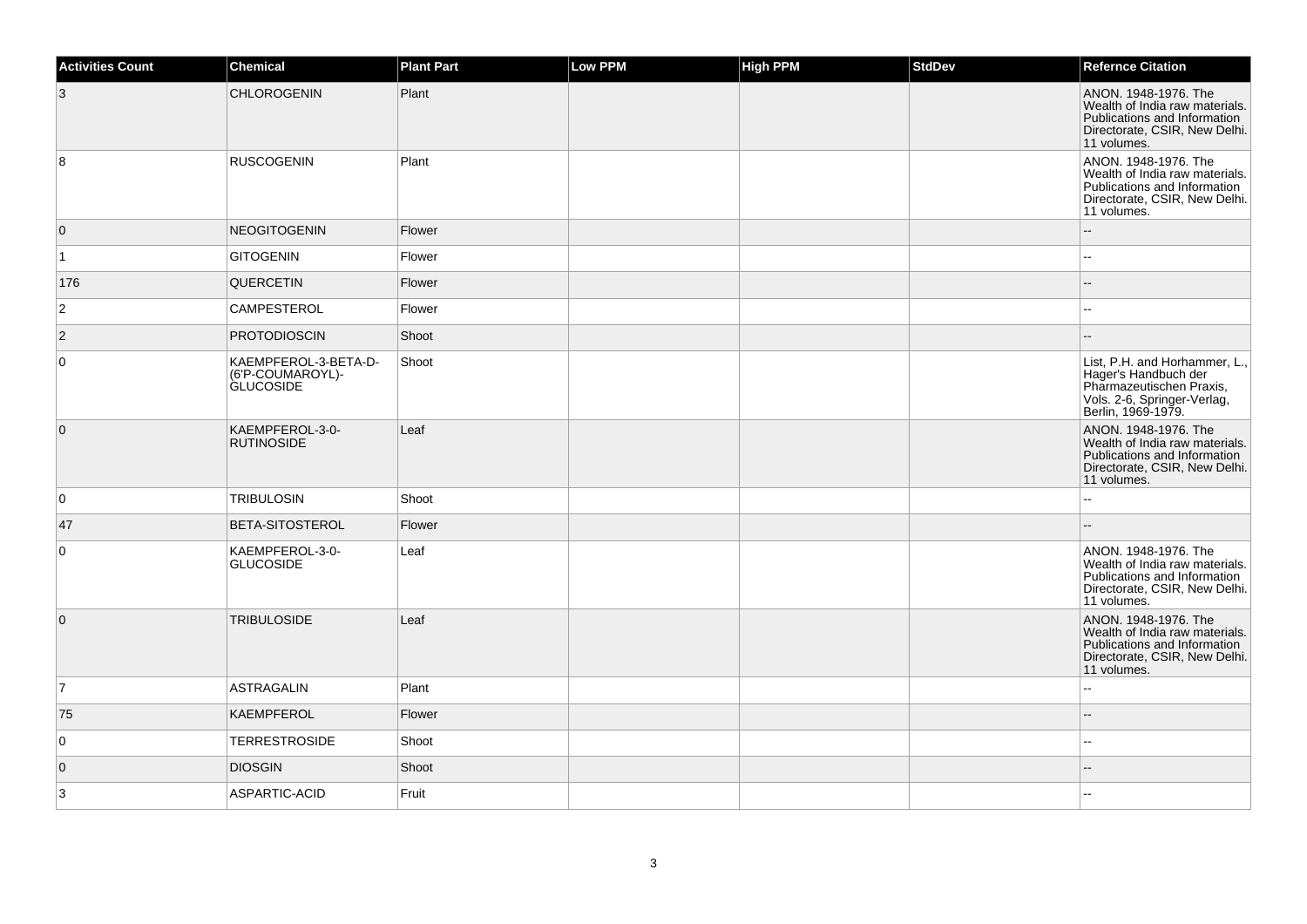| Activities Count | Chemical | Plant Part | Low PPM | High PPM | StdDev | Refernce Citation |
|---|---|---|---|---|---|---|
| 3 | CHLOROGENIN | Plant | | | | ANON. 1948-1976. The Wealth of India raw materials. Publications and Information Directorate, CSIR, New Delhi. 11 volumes. |
| 8 | RUSCOGENIN | Plant | | | | ANON. 1948-1976. The Wealth of India raw materials. Publications and Information Directorate, CSIR, New Delhi. 11 volumes. |
| 0 | NEOGITOGENIN | Flower | | | | -- |
| 1 | GITOGENIN | Flower | | | | -- |
| 176 | QUERCETIN | Flower | | | | -- |
| 2 | CAMPESTEROL | Flower | | | | -- |
| 2 | PROTODIOSCIN | Shoot | | | | -- |
| 0 | KAEMPFEROL-3-BETA-D-(6'P-COUMAROYL)-GLUCOSIDE | Shoot | | | | List, P.H. and Horhammer, L., Hager's Handbuch der Pharmazeutischen Praxis, Vols. 2-6, Springer-Verlag, Berlin, 1969-1979. |
| 0 | KAEMPFEROL-3-0-RUTINOSIDE | Leaf | | | | ANON. 1948-1976. The Wealth of India raw materials. Publications and Information Directorate, CSIR, New Delhi. 11 volumes. |
| 0 | TRIBULOSIN | Shoot | | | | -- |
| 47 | BETA-SITOSTEROL | Flower | | | | -- |
| 0 | KAEMPFEROL-3-0-GLUCOSIDE | Leaf | | | | ANON. 1948-1976. The Wealth of India raw materials. Publications and Information Directorate, CSIR, New Delhi. 11 volumes. |
| 0 | TRIBULOSIDE | Leaf | | | | ANON. 1948-1976. The Wealth of India raw materials. Publications and Information Directorate, CSIR, New Delhi. 11 volumes. |
| 7 | ASTRAGALIN | Plant | | | | -- |
| 75 | KAEMPFEROL | Flower | | | | -- |
| 0 | TERRESTROSIDE | Shoot | | | | -- |
| 0 | DIOSGIN | Shoot | | | | -- |
| 3 | ASPARTIC-ACID | Fruit | | | | -- |